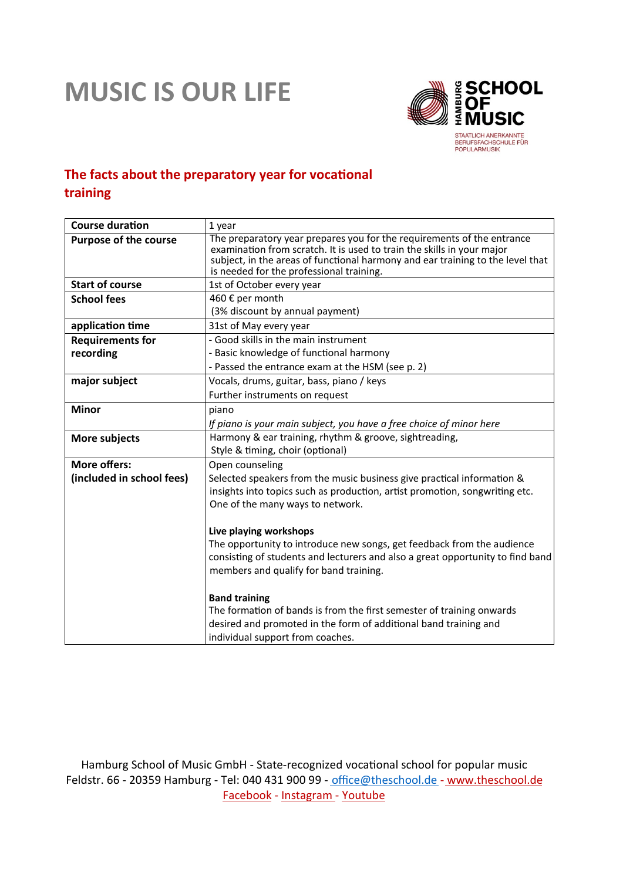# MUSIC IS OUR LIFE

HAMBURG SCHOOL OF MUSIC
STAATLICH ANERKANNTE BERUFSFACHSCHULE FÜR POPULARMUSIK

## The facts about the preparatory year for vocational training

| | |
|---|---|
| **Course duration** | 1 year |
| **Purpose of the course** | The preparatory year prepares you for the requirements of the entrance examination from scratch. It is used to train the skills in your major subject, in the areas of functional harmony and ear training to the level that is needed for the professional training. |
| **Start of course** | 1st of October every year |
| **School fees** | 460 € per month<br>(3% discount by annual payment) |
| **application time** | 31st of May every year |
| **Requirements for recording** | - Good skills in the main instrument<br>- Basic knowledge of functional harmony<br>- Passed the entrance exam at the HSM (see p. 2) |
| **major subject** | Vocals, drums, guitar, bass, piano / keys<br>Further instruments on request |
| **Minor** | piano<br>*If piano is your main subject, you have a free choice of minor here* |
| **More subjects** | Harmony & ear training, rhythm & groove, sightreading,<br>Style & timing, choir (optional) |
| **More offers:<br>(included in school fees)** | Open counseling<br>Selected speakers from the music business give practical information & insights into topics such as production, artist promotion, songwriting etc. One of the many ways to network.<br><br>**Live playing workshops**<br>The opportunity to introduce new songs, get feedback from the audience consisting of students and lecturers and also a great opportunity to find band members and qualify for band training.<br><br>**Band training**<br>The formation of bands is from the first semester of training onwards desired and promoted in the form of additional band training and individual support from coaches. |

Hamburg School of Music GmbH - State-recognized vocational school for popular music
Feldstr. 66 - 20359 Hamburg - Tel: 040 431 900 99 - office@theschool.de - www.theschool.de
Facebook - Instagram - Youtube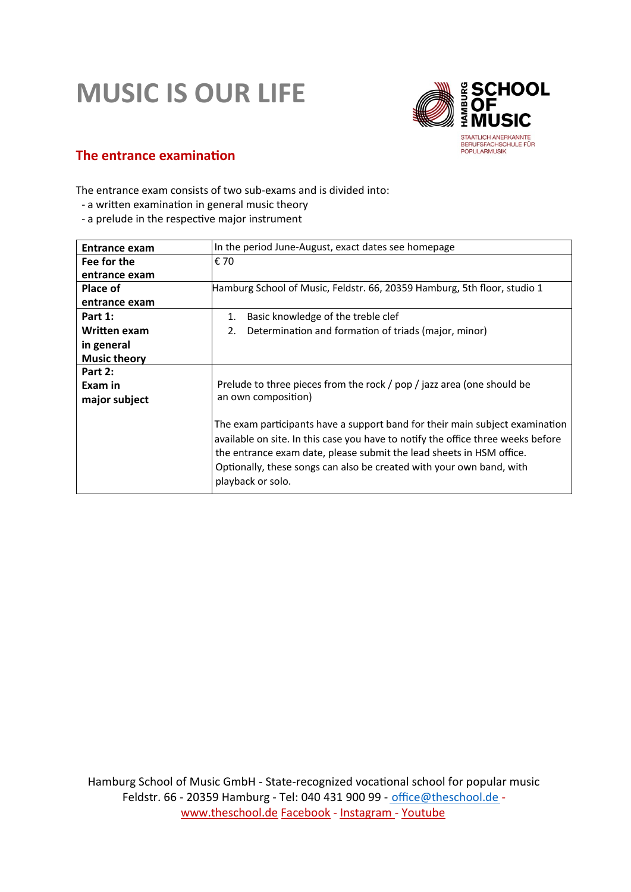# MUSIC IS OUR LIFE

HAMBURG SCHOOL OF MUSIC
STAATLICH ANERKANNTE BERUFSFACHSCHULE FÜR POPULARMUSIK

## The entrance examination

The entrance exam consists of two sub-exams and is divided into:
- a written examination in general music theory
- a prelude in the respective major instrument

| | |
|---|---|
| **Entrance exam** | In the period June-August, exact dates see homepage |
| **Fee for the entrance exam** | € 70 |
| **Place of entrance exam** | Hamburg School of Music, Feldstr. 66, 20359 Hamburg, 5th floor, studio 1 |
| **Part 1: Written exam in general Music theory** | 1. Basic knowledge of the treble clef<br>2. Determination and formation of triads (major, minor) |
| **Part 2: Exam in major subject** | Prelude to three pieces from the rock / pop / jazz area (one should be an own composition)<br><br>The exam participants have a support band for their main subject examination available on site. In this case you have to notify the office three weeks before the entrance exam date, please submit the lead sheets in HSM office. Optionally, these songs can also be created with your own band, with playback or solo. |

Hamburg School of Music GmbH - State-recognized vocational school for popular music
Feldstr. 66 - 20359 Hamburg - Tel: 040 431 900 99 - office@theschool.de -
www.theschool.de Facebook - Instagram - Youtube